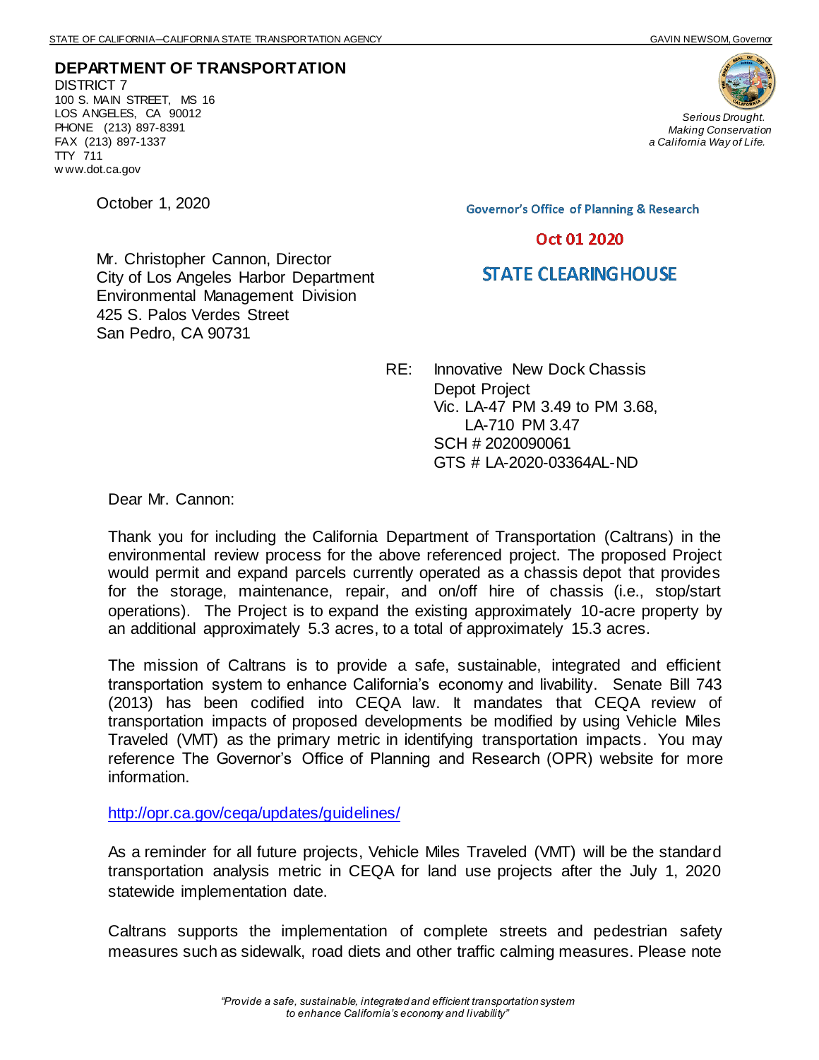STATE OF CALIFORNIA—CALIFORNIA STATE TRANSPORTATION AGENCY GAVIN NEWSOM, Governor

**DEPARTMENT OF TRANSPORTATION**
DISTRICT 7
100 S. MAIN STREET, MS 16
LOS ANGELES, CA 90012
PHONE (213) 897-8391
FAX (213) 897-1337
TTY 711
www.dot.ca.gov

*Serious Drought.*
*Making Conservation*
*a California Way of Life.*

October 1, 2020

Governor's Office of Planning & Research

Oct 01 2020

STATE CLEARINGHOUSE

Mr. Christopher Cannon, Director
City of Los Angeles Harbor Department
Environmental Management Division
425 S. Palos Verdes Street
San Pedro, CA 90731

RE: Innovative New Dock Chassis Depot Project
Vic. LA-47 PM 3.49 to PM 3.68,
LA-710 PM 3.47
SCH # 2020090061
GTS # LA-2020-03364AL-ND

Dear Mr. Cannon:

Thank you for including the California Department of Transportation (Caltrans) in the environmental review process for the above referenced project. The proposed Project would permit and expand parcels currently operated as a chassis depot that provides for the storage, maintenance, repair, and on/off hire of chassis (i.e., stop/start operations). The Project is to expand the existing approximately 10-acre property by an additional approximately 5.3 acres, to a total of approximately 15.3 acres.

The mission of Caltrans is to provide a safe, sustainable, integrated and efficient transportation system to enhance California's economy and livability. Senate Bill 743 (2013) has been codified into CEQA law. It mandates that CEQA review of transportation impacts of proposed developments be modified by using Vehicle Miles Traveled (VMT) as the primary metric in identifying transportation impacts. You may reference The Governor's Office of Planning and Research (OPR) website for more information.

http://opr.ca.gov/ceqa/updates/guidelines/

As a reminder for all future projects, Vehicle Miles Traveled (VMT) will be the standard transportation analysis metric in CEQA for land use projects after the July 1, 2020 statewide implementation date.

Caltrans supports the implementation of complete streets and pedestrian safety measures such as sidewalk, road diets and other traffic calming measures. Please note

*"Provide a safe, sustainable, integrated and efficient transportation system to enhance California's economy and livability"*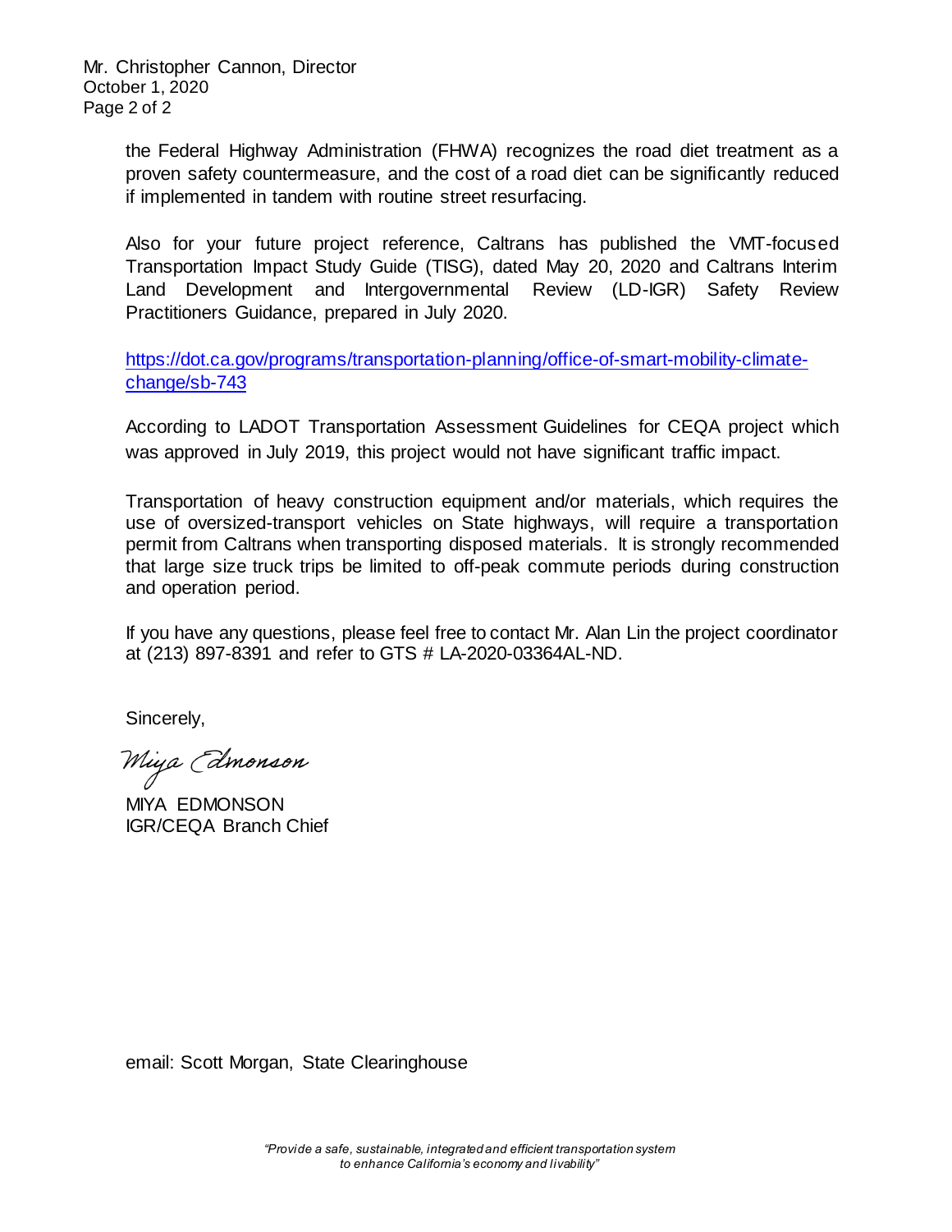the Federal Highway Administration (FHWA) recognizes the road diet treatment as a proven safety countermeasure, and the cost of a road diet can be significantly reduced if implemented in tandem with routine street resurfacing.

Also for your future project reference, Caltrans has published the VMT-focused Transportation Impact Study Guide (TISG), dated May 20, 2020 and Caltrans Interim Land Development and Intergovernmental Review (LD-IGR) Safety Review Practitioners Guidance, prepared in July 2020.

https://dot.ca.gov/programs/transportation-planning/office-of-smart-mobility-climate-change/sb-743

According to LADOT Transportation Assessment Guidelines for CEQA project which was approved in July 2019, this project would not have significant traffic impact.

Transportation of heavy construction equipment and/or materials, which requires the use of oversized-transport vehicles on State highways, will require a transportation permit from Caltrans when transporting disposed materials. It is strongly recommended that large size truck trips be limited to off-peak commute periods during construction and operation period.

If you have any questions, please feel free to contact Mr. Alan Lin the project coordinator at (213) 897-8391 and refer to GTS # LA-2020-03364AL-ND.

Sincerely,

*Miya Edmonson*

MIYA EDMONSON
IGR/CEQA Branch Chief

email: Scott Morgan, State Clearinghouse

*"Provide a safe, sustainable, integrated and efficient transportation system to enhance California's economy and livability"*